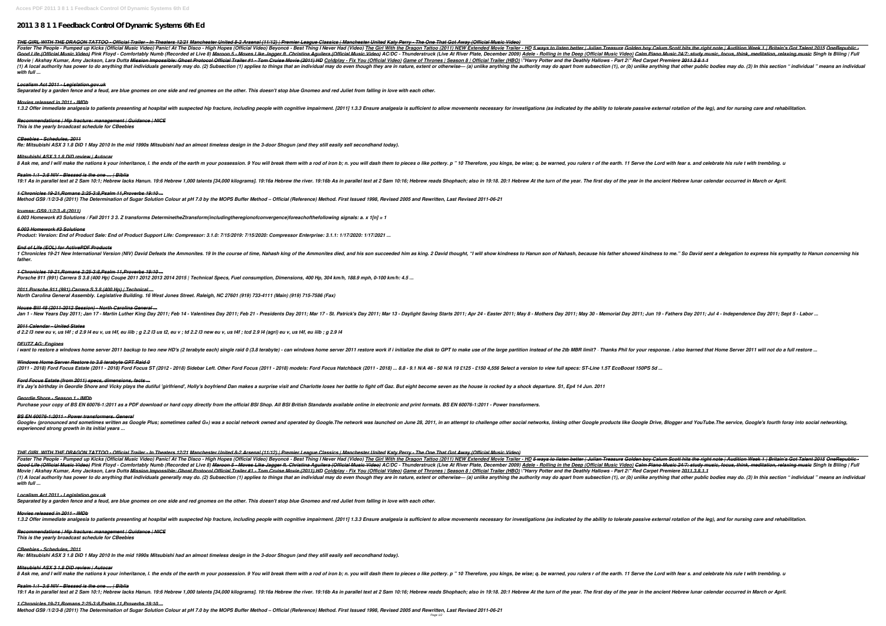# 2011 3 8 1 1 Feedback Control Of Dynamic Systems 6th Ed

***THE GIRL WITH THE DRAGON TATTOO - Official Trailer - In Theaters 12/21 Manchester United 8-2 Arsenal (11/12) | Premier League Classics | Manchester United Katy Perry - The One That Got Away (Official Music Video)***

***Foster The People - Pumped up Kicks (Official Music Video) Panic! At The Disco - High Hopes (Official Video) Beyoncé - Best Thing I Never Had (Video) The Girl With the Dragon Tattoo (2011) NEW Extended Movie Trailer - HD 5 ways to listen better | Julian Treasure Golden boy Calum Scott hits the right note | Audition Week 1 | Britain's Got Talent 2015 OneRepublic - Good Life (Official Music Video) Pink Floyd - Comfortably Numb (Recorded at Live 8) Maroon 5 - Moves Like Jagger ft. Christina Aguilera (Official Music Video) AC/DC - Thunderstruck (Live At River Plate, December 2009) Adele - Rolling in the Deep (Official Music Video) Calm Piano Music 24/7: study music, focus, think, meditation, relaxing music Singh Is Bliing | Full Movie | Akshay Kumar, Amy Jackson, Lara Dutta Mission Impossible: Ghost Protocol Official Trailer #1 - Tom Cruise Movie (2011) HD Coldplay - Fix You (Official Video) Game of Thrones | Season 8 | Official Trailer (HBO) \"Harry Potter and the Deathly Hallows - Part 2\" Red Carpet Premiere 2011 3 8 1 1***

***(1) A local authority has power to do anything that individuals generally may do. (2) Subsection (1) applies to things that an individual may do even though they are in nature, extent or otherwise— (a) unlike anything the authority may do apart from subsection (1), or (b) unlike anything that other public bodies may do. (3) In this section " individual " means an individual with full ...***

***Localism Act 2011 - Legislation.gov.uk***

***Separated by a garden fence and a feud, are blue gnomes on one side and red gnomes on the other. This doesn't stop blue Gnomeo and red Juliet from falling in love with each other.***

***Movies released in 2011 - IMDb***

***1.3.2 Offer immediate analgesia to patients presenting at hospital with suspected hip fracture, including people with cognitive impairment. [2011] 1.3.3 Ensure analgesia is sufficient to allow movements necessary for investigations (as indicated by the ability to tolerate passive external rotation of the leg), and for nursing care and rehabilitation.***

***Recommendations | Hip fracture: management | Guidance | NICE***

***This is the yearly broadcast schedule for CBeebies***

***CBeebies - Schedules, 2011***

***Re: Mitsubishi ASX 3 1.8 DiD 1 May 2010 In the mid 1990s Mitsubishi had an almost timeless design in the 3-door Shogun (and they still easily sell secondhand today).***

***Mitsubishi ASX 3 1.8 DiD review | Autocar***

***8 Ask me, and I will make the nations k your inheritance, l. the ends of the earth m your possession. 9 You will break them with a rod of iron b; n. you will dash them to pieces o like pottery. p " 10 Therefore, you kings, be wise; q. be warned, you rulers r of the earth. 11 Serve the Lord with fear s. and celebrate his rule t with trembling. u***

***Psalm 1:1–3:8 NIV - Blessed is the one ... | Biblia***

***19:1 As in parallel text at 2 Sam 10:1; Hebrew lacks Hanun. 19:6 Hebrew 1,000 talents [34,000 kilograms]. 19:16a Hebrew the river. 19:16b As in parallel text at 2 Sam 10:16; Hebrew reads Shophach; also in 19:18. 20:1 Hebrew At the turn of the year. The first day of the year in the ancient Hebrew lunar calendar occurred in March or April.***

***1 Chronicles 19-21,Romans 2:25-3:8,Psalm 11,Proverbs 19:10 ...***

***Method GS9 /1/2/3-8 (2011) The Determination of Sugar Solution Colour at pH 7.0 by the MOPS Buffer Method – Official (Reference) Method. First Issued 1998, Revised 2005 and Rewritten, Last Revised 2011-06-21***

***Icumsa: GS9 /1/2/3 -8 (2011)***

***6.003 Homework #3 Solutions / Fall 2011 3 3. Z transforms DeterminetheZtransform(includingtheregionofconvergence)foreachofthefollowing signals: a. x 1[n] = 1***

***6.003 Homework #3 Solutions***

***Product: Version: End of Product Sale: End of Product Support Life: Compressor: 3.1.0: 7/15/2019: 7/15/2020: Compressor Enterprise: 3.1.1: 1/17/2020: 1/17/2021 ...***

***End of Life (EOL) for ActivePDF Products***

***1 Chronicles 19-21 New International Version (NIV) David Defeats the Ammonites. 19 In the course of time, Nahash king of the Ammonites died, and his son succeeded him as king. 2 David thought, "I will show kindness to Hanun son of Nahash, because his father showed kindness to me." So David sent a delegation to express his sympathy to Hanun concerning his father.***

***1 Chronicles 19-21,Romans 2:25-3:8,Psalm 11,Proverbs 19:10 ...***

***Porsche 911 (991) Carrera S 3.8 (400 Hp) Coupe 2011 2012 2013 2014 2015 | Technical Specs, Fuel consumption, Dimensions, 400 Hp, 304 km/h, 188.9 mph, 0-100 km/h: 4.5 ...***

***2011 Porsche 911 (991) Carrera S 3.8 (400 Hp) | Technical ...***

***North Carolina General Assembly. Legislative Building. 16 West Jones Street. Raleigh, NC 27601 (919) 733-4111 (Main) (919) 715-7586 (Fax)***

***House Bill 48 (2011-2012 Session) - North Carolina General ...***

***Jan 1 - New Years Day 2011; Jan 17 - Martin Luther King Day 2011; Feb 14 - Valentines Day 2011; Feb 21 - Presidents Day 2011; Mar 17 - St. Patrick's Day 2011; Mar 13 - Daylight Saving Starts 2011; Apr 24 - Easter 2011; May 8 - Mothers Day 2011; May 30 - Memorial Day 2011; Jun 19 - Fathers Day 2011; Jul 4 - Independence Day 2011; Sept 5 - Labor ...***

***2011 Calendar - United States***

***d 2.2 l3 new eu v, us t4f ; d 2.9 l4 eu v, us t4f, eu iiib ; g 2.2 l3 us t2, eu v ; td 2.2 l3 new eu v, us t4f ; tcd 2.9 l4 (agri) eu v, us t4f, eu iiib ; g 2.9 l4***

***DEUTZ AG: Engines***

***i want to restore a windows home server 2011 backup to two new HD's (2 terabyte each) single raid 0 (3.8 terabyte) - can windows home server 2011 restore work if i initialize the disk to GPT to make use of the large partition instead of the 2tb MBR limit? · Thanks Phil for your response. i also learned that Home Server 2011 will not do a full restore ...***

***Windows Home Server Restore to 3.8 terabyte GPT Raid 0***

***(2011 - 2018) Ford Focus Estate (2011 - 2018) Ford Focus ST (2012 - 2018) Sidebar Left. Other Ford Focus (2011 - 2018) models: Ford Focus Hatchback (2011 - 2018) ... 8.8 - 9.1 N/A 46 - 50 N/A 19 £125 - £150 4,556 Select a version to view full specs: ST-Line 1.5T EcoBoost 150PS 5d ...***

***Ford Focus Estate (from 2011) specs, dimensions, facts ...***

***It's Jay's birthday in Geordie Shore and Vicky plays the dutiful 'girlfriend', Holly's boyfriend Dan makes a surprise visit and Charlotte loses her battle to fight off Gaz. But eight become seven as the house is rocked by a shock departure. S1, Ep4 14 Jun. 2011***

***Geordie Shore - Season 1 - IMDb***

***Purchase your copy of BS EN 60076-1:2011 as a PDF download or hard copy directly from the official BSI Shop. All BSI British Standards available online in electronic and print formats. BS EN 60076-1:2011 - Power transformers.***

***BS EN 60076-1:2011 - Power transformers. General***

***Google+ (pronounced and sometimes written as Google Plus; sometimes called G+) was a social network owned and operated by Google.The network was launched on June 28, 2011, in an attempt to challenge other social networks, linking other Google products like Google Drive, Blogger and YouTube.The service, Google's fourth foray into social networking, experienced strong growth in its initial years ...***

***THE GIRL WITH THE DRAGON TATTOO - Official Trailer - In Theaters 12/21 Manchester United 8-2 Arsenal (11/12) | Premier League Classics | Manchester United Katy Perry - The One That Got Away (Official Music Video)***

***Foster The People - Pumped up Kicks (Official Music Video) Panic! At The Disco - High Hopes (Official Video) Beyoncé - Best Thing I Never Had (Video) The Girl With the Dragon Tattoo (2011) NEW Extended Movie Trailer - HD 5 ways to listen better | Julian Treasure Golden boy Calum Scott hits the right note | Audition Week 1 | Britain's Got Talent 2015 OneRepublic - Good Life (Official Music Video) Pink Floyd - Comfortably Numb (Recorded at Live 8) Maroon 5 - Moves Like Jagger ft. Christina Aguilera (Official Music Video) AC/DC - Thunderstruck (Live At River Plate, December 2009) Adele - Rolling in the Deep (Official Music Video) Calm Piano Music 24/7: study music, focus, think, meditation, relaxing music Singh Is Bliing | Full Movie | Akshay Kumar, Amy Jackson, Lara Dutta Mission Impossible: Ghost Protocol Official Trailer #1 - Tom Cruise Movie (2011) HD Coldplay - Fix You (Official Video) Game of Thrones | Season 8 | Official Trailer (HBO) \"Harry Potter and the Deathly Hallows - Part 2\" Red Carpet Premiere 2011 3 8 1 1***

***(1) A local authority has power to do anything that individuals generally may do. (2) Subsection (1) applies to things that an individual may do even though they are in nature, extent or otherwise— (a) unlike anything the authority may do apart from subsection (1), or (b) unlike anything that other public bodies may do. (3) In this section " individual " means an individual with full ...***

***Localism Act 2011 - Legislation.gov.uk***

***Separated by a garden fence and a feud, are blue gnomes on one side and red gnomes on the other. This doesn't stop blue Gnomeo and red Juliet from falling in love with each other.***

***Movies released in 2011 - IMDb***

***1.3.2 Offer immediate analgesia to patients presenting at hospital with suspected hip fracture, including people with cognitive impairment. [2011] 1.3.3 Ensure analgesia is sufficient to allow movements necessary for investigations (as indicated by the ability to tolerate passive external rotation of the leg), and for nursing care and rehabilitation.***

***Recommendations | Hip fracture: management | Guidance | NICE***

***This is the yearly broadcast schedule for CBeebies***

***CBeebies - Schedules, 2011***

***Re: Mitsubishi ASX 3 1.8 DiD 1 May 2010 In the mid 1990s Mitsubishi had an almost timeless design in the 3-door Shogun (and they still easily sell secondhand today).***

***Mitsubishi ASX 3 1.8 DiD review | Autocar***

***8 Ask me, and I will make the nations k your inheritance, l. the ends of the earth m your possession. 9 You will break them with a rod of iron b; n. you will dash them to pieces o like pottery. p " 10 Therefore, you kings, be wise; q. be warned, you rulers r of the earth. 11 Serve the Lord with fear s. and celebrate his rule t with trembling. u***

***Psalm 1:1–3:8 NIV - Blessed is the one ... | Biblia***

***19:1 As in parallel text at 2 Sam 10:1; Hebrew lacks Hanun. 19:6 Hebrew 1,000 talents [34,000 kilograms]. 19:16a Hebrew the river. 19:16b As in parallel text at 2 Sam 10:16; Hebrew reads Shophach; also in 19:18. 20:1 Hebrew At the turn of the year. The first day of the year in the ancient Hebrew lunar calendar occurred in March or April.***

***1 Chronicles 19-21,Romans 2:25-3:8,Psalm 11,Proverbs 19:10 ...***

***Method GS9 /1/2/3-8 (2011) The Determination of Sugar Solution Colour at pH 7.0 by the MOPS Buffer Method – Official (Reference) Method. First Issued 1998, Revised 2005 and Rewritten, Last Revised 2011-06-21***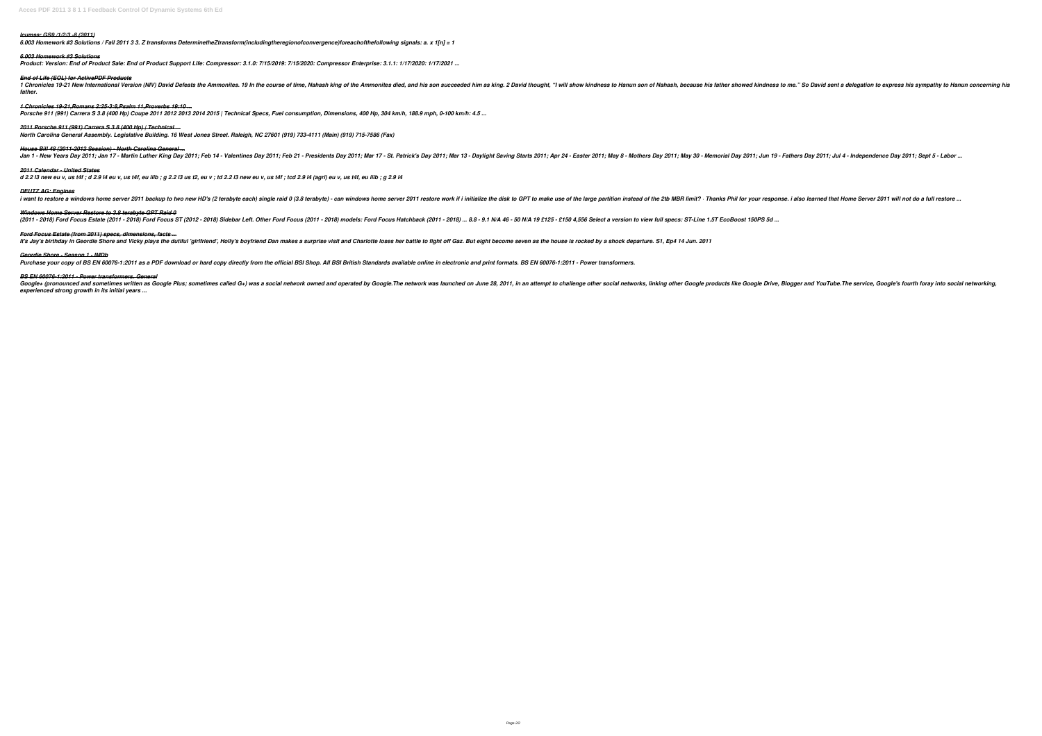*Icumsa: GS9 /1/2/3 -8 (2011)*

*6.003 Homework #3 Solutions / Fall 2011 3 3. Z transforms DeterminetheZtransform(includingtheregionofconvergence)foreachofthefollowing signals: a. x 1[n] = 1*

*6.003 Homework #3 Solutions*

*Product: Version: End of Product Sale: End of Product Support Life: Compressor: 3.1.0: 7/15/2019: 7/15/2020: Compressor Enterprise: 3.1.1: 1/17/2020: 1/17/2021 ...*

*End of Life (EOL) for ActivePDF Products*

*1 Chronicles 19-21 New International Version (NIV) David Defeats the Ammonites. 19 In the course of time, Nahash king of the Ammonites died, and his son succeeded him as king. 2 David thought, "I will show kindness to Hanun son of Nahash, because his father showed kindness to me." So David sent a delegation to express his sympathy to Hanun concerning his father.*

*1 Chronicles 19-21,Romans 2:25-3:8,Psalm 11,Proverbs 19:10 ...*

*Porsche 911 (991) Carrera S 3.8 (400 Hp) Coupe 2011 2012 2013 2014 2015 | Technical Specs, Fuel consumption, Dimensions, 400 Hp, 304 km/h, 188.9 mph, 0-100 km/h: 4.5 ...*

*2011 Porsche 911 (991) Carrera S 3.8 (400 Hp) | Technical ...*

*North Carolina General Assembly. Legislative Building. 16 West Jones Street. Raleigh, NC 27601 (919) 733-4111 (Main) (919) 715-7586 (Fax)*

*House Bill 48 (2011-2012 Session) - North Carolina General ...*

*Jan 1 - New Years Day 2011; Jan 17 - Martin Luther King Day 2011; Feb 14 - Valentines Day 2011; Feb 21 - Presidents Day 2011; Mar 17 - St. Patrick's Day 2011; Mar 13 - Daylight Saving Starts 2011; Apr 24 - Easter 2011; May 8 - Mothers Day 2011; May 30 - Memorial Day 2011; Jun 19 - Fathers Day 2011; Jul 4 - Independence Day 2011; Sept 5 - Labor ...*

*2011 Calendar - United States*

*d 2.2 l3 new eu v, us t4f ; d 2.9 l4 eu v, us t4f, eu iiib ; g 2.2 l3 us t2, eu v ; td 2.2 l3 new eu v, us t4f ; tcd 2.9 l4 (agri) eu v, us t4f, eu iiib ; g 2.9 l4*

*DEUTZ AG: Engines*

*i want to restore a windows home server 2011 backup to two new HD's (2 terabyte each) single raid 0 (3.8 terabyte) - can windows home server 2011 restore work if i initialize the disk to GPT to make use of the large partition instead of the 2tb MBR limit? · Thanks Phil for your response. i also learned that Home Server 2011 will not do a full restore ...*

*Windows Home Server Restore to 3.8 terabyte GPT Raid 0*

*(2011 - 2018) Ford Focus Estate (2011 - 2018) Ford Focus ST (2012 - 2018) Sidebar Left. Other Ford Focus (2011 - 2018) models: Ford Focus Hatchback (2011 - 2018) ... 8.8 - 9.1 N/A 46 - 50 N/A 19 £125 - £150 4,556 Select a version to view full specs: ST-Line 1.5T EcoBoost 150PS 5d ...*

*Ford Focus Estate (from 2011) specs, dimensions, facts ...*

*It's Jay's birthday in Geordie Shore and Vicky plays the dutiful 'girlfriend', Holly's boyfriend Dan makes a surprise visit and Charlotte loses her battle to fight off Gaz. But eight become seven as the house is rocked by a shock departure. S1, Ep4 14 Jun. 2011*

*Geordie Shore - Season 1 - IMDb*

*Purchase your copy of BS EN 60076-1:2011 as a PDF download or hard copy directly from the official BSI Shop. All BSI British Standards available online in electronic and print formats. BS EN 60076-1:2011 - Power transformers.*

*BS EN 60076-1:2011 - Power transformers. General*

*Google+ (pronounced and sometimes written as Google Plus; sometimes called G+) was a social network owned and operated by Google.The network was launched on June 28, 2011, in an attempt to challenge other social networks, linking other Google products like Google Drive, Blogger and YouTube.The service, Google's fourth foray into social networking, experienced strong growth in its initial years ...*